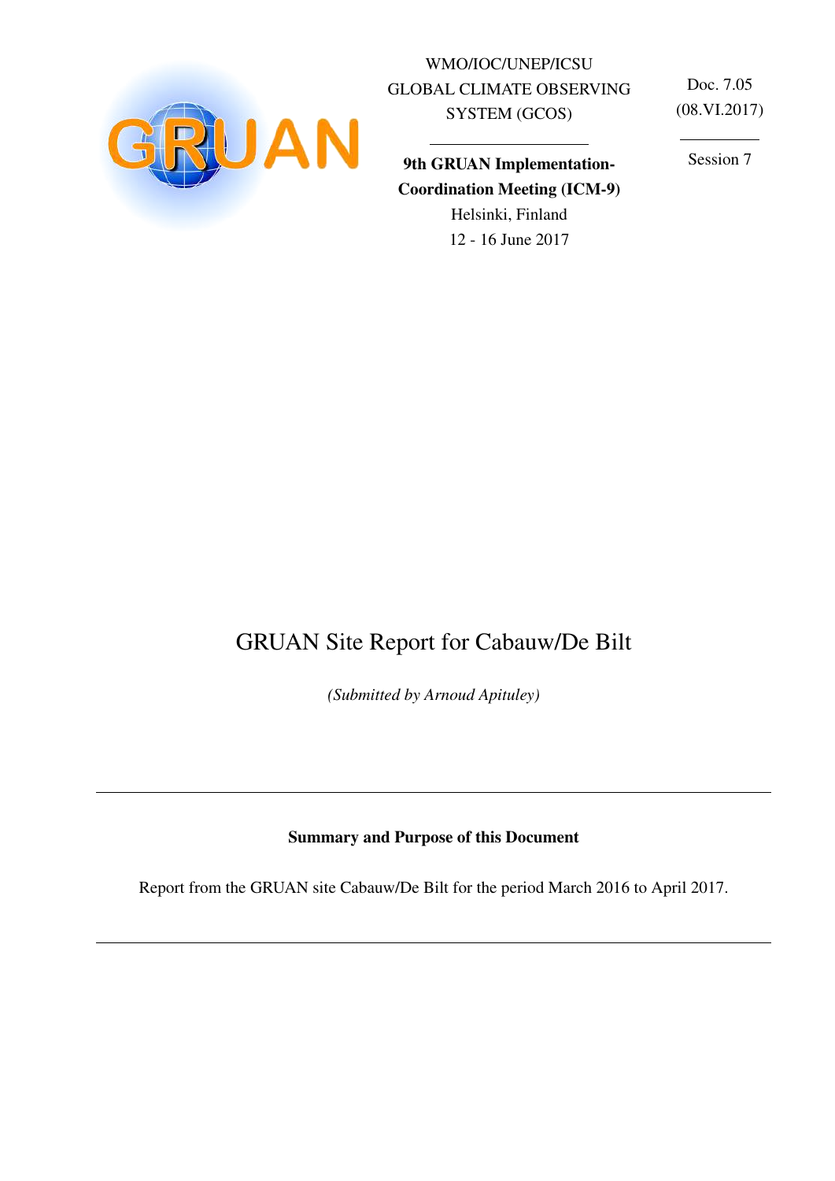WMO/IOC/UNEP/ICSU
GLOBAL CLIMATE OBSERVING SYSTEM (GCOS)

Doc. 7.05
(08.VI.2017)

Session 7

**9th GRUAN Implementation-Coordination Meeting (ICM-9)**
Helsinki, Finland
12 - 16 June 2017

# GRUAN Site Report for Cabauw/De Bilt

*(Submitted by Arnoud Apituley)*

---

**Summary and Purpose of this Document**

Report from the GRUAN site Cabauw/De Bilt for the period March 2016 to April 2017.

---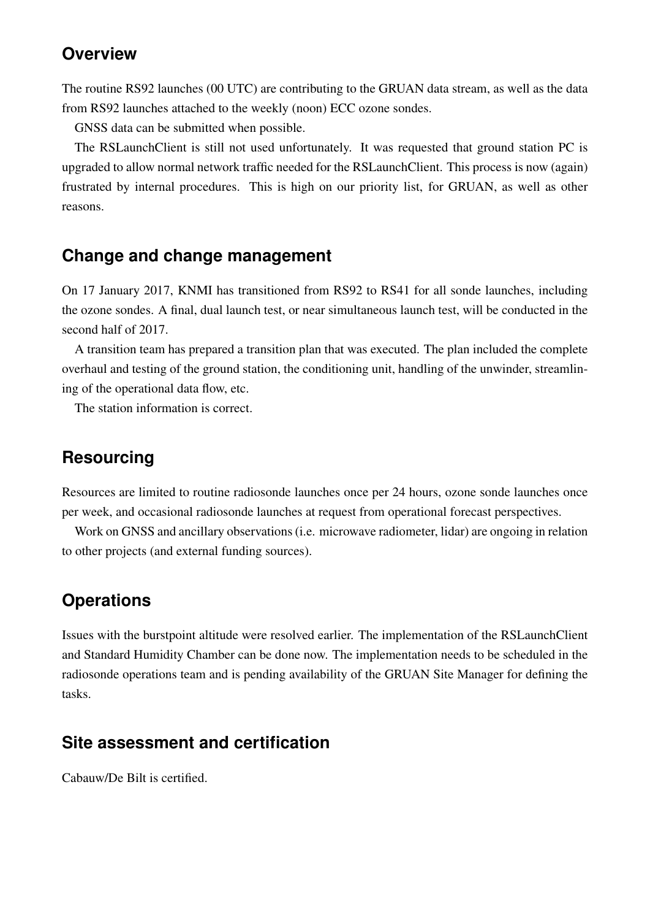## Overview

The routine RS92 launches (00 UTC) are contributing to the GRUAN data stream, as well as the data from RS92 launches attached to the weekly (noon) ECC ozone sondes.

GNSS data can be submitted when possible.

The RSLaunchClient is still not used unfortunately. It was requested that ground station PC is upgraded to allow normal network traffic needed for the RSLaunchClient. This process is now (again) frustrated by internal procedures. This is high on our priority list, for GRUAN, as well as other reasons.

## Change and change management

On 17 January 2017, KNMI has transitioned from RS92 to RS41 for all sonde launches, including the ozone sondes. A final, dual launch test, or near simultaneous launch test, will be conducted in the second half of 2017.

A transition team has prepared a transition plan that was executed. The plan included the complete overhaul and testing of the ground station, the conditioning unit, handling of the unwinder, streamlining of the operational data flow, etc.

The station information is correct.

## Resourcing

Resources are limited to routine radiosonde launches once per 24 hours, ozone sonde launches once per week, and occasional radiosonde launches at request from operational forecast perspectives.

Work on GNSS and ancillary observations (i.e. microwave radiometer, lidar) are ongoing in relation to other projects (and external funding sources).

## Operations

Issues with the burstpoint altitude were resolved earlier. The implementation of the RSLaunchClient and Standard Humidity Chamber can be done now. The implementation needs to be scheduled in the radiosonde operations team and is pending availability of the GRUAN Site Manager for defining the tasks.

## Site assessment and certification

Cabauw/De Bilt is certified.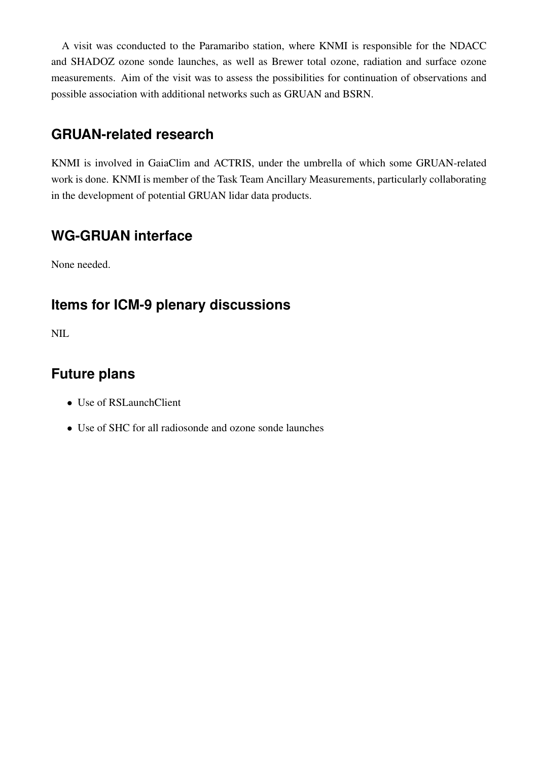A visit was cconducted to the Paramaribo station, where KNMI is responsible for the NDACC and SHADOZ ozone sonde launches, as well as Brewer total ozone, radiation and surface ozone measurements. Aim of the visit was to assess the possibilities for continuation of observations and possible association with additional networks such as GRUAN and BSRN.

## GRUAN-related research

KNMI is involved in GaiaClim and ACTRIS, under the umbrella of which some GRUAN-related work is done. KNMI is member of the Task Team Ancillary Measurements, particularly collaborating in the development of potential GRUAN lidar data products.

## WG-GRUAN interface

None needed.

## Items for ICM-9 plenary discussions

NIL

## Future plans

- Use of RSLaunchClient
- Use of SHC for all radiosonde and ozone sonde launches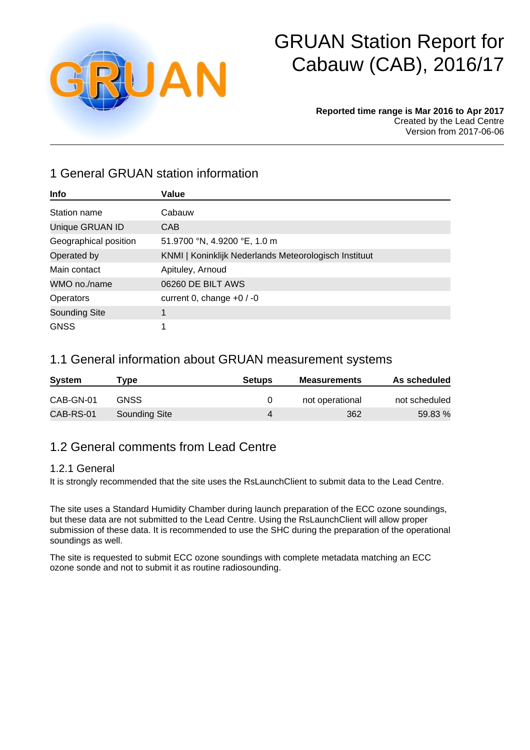# GRUAN Station Report for Cabauw (CAB), 2016/17

**Reported time range is Mar 2016 to Apr 2017**
Created by the Lead Centre
Version from 2017-06-06

## 1 General GRUAN station information

| Info | Value |
|---|---|
| Station name | Cabauw |
| Unique GRUAN ID | CAB |
| Geographical position | 51.9700 °N, 4.9200 °E, 1.0 m |
| Operated by | KNMI \| Koninklijk Nederlands Meteorologisch Instituut |
| Main contact | Apituley, Arnoud |
| WMO no./name | 06260 DE BILT AWS |
| Operators | current 0, change +0 / -0 |
| Sounding Site | 1 |
| GNSS | 1 |

## 1.1 General information about GRUAN measurement systems

| System | Type | Setups | Measurements | As scheduled |
|---|---|---|---|---|
| CAB-GN-01 | GNSS | 0 | not operational | not scheduled |
| CAB-RS-01 | Sounding Site | 4 | 362 | 59.83 % |

## 1.2 General comments from Lead Centre

### 1.2.1 General

It is strongly recommended that the site uses the RsLaunchClient to submit data to the Lead Centre.

The site uses a Standard Humidity Chamber during launch preparation of the ECC ozone soundings, but these data are not submitted to the Lead Centre. Using the RsLaunchClient will allow proper submission of these data. It is recommended to use the SHC during the preparation of the operational soundings as well.

The site is requested to submit ECC ozone soundings with complete metadata matching an ECC ozone sonde and not to submit it as routine radiosounding.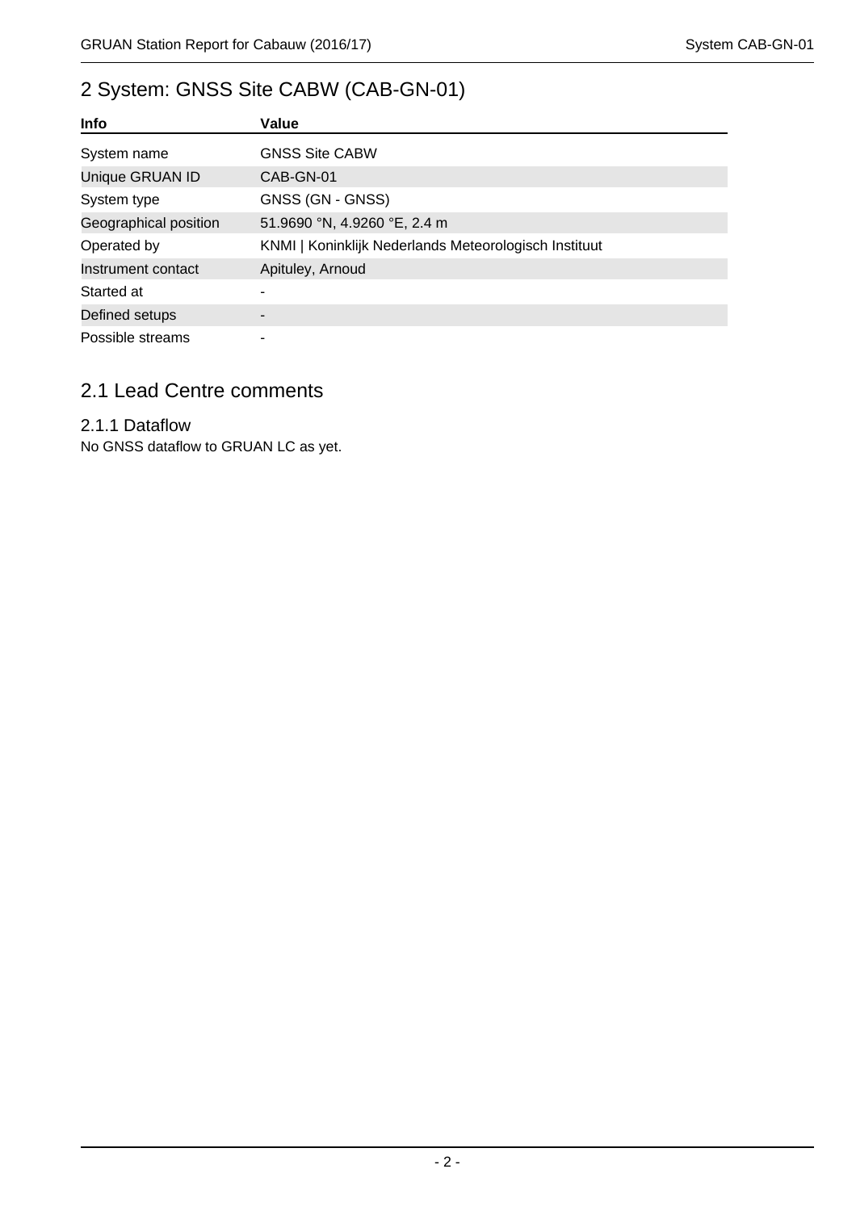# 2 System: GNSS Site CABW (CAB-GN-01)

| Info | Value |
|---|---|
| System name | GNSS Site CABW |
| Unique GRUAN ID | CAB-GN-01 |
| System type | GNSS (GN - GNSS) |
| Geographical position | 51.9690 °N, 4.9260 °E, 2.4 m |
| Operated by | KNMI \| Koninklijk Nederlands Meteorologisch Instituut |
| Instrument contact | Apituley, Arnoud |
| Started at | - |
| Defined setups | - |
| Possible streams | - |

## 2.1 Lead Centre comments

### 2.1.1 Dataflow

No GNSS dataflow to GRUAN LC as yet.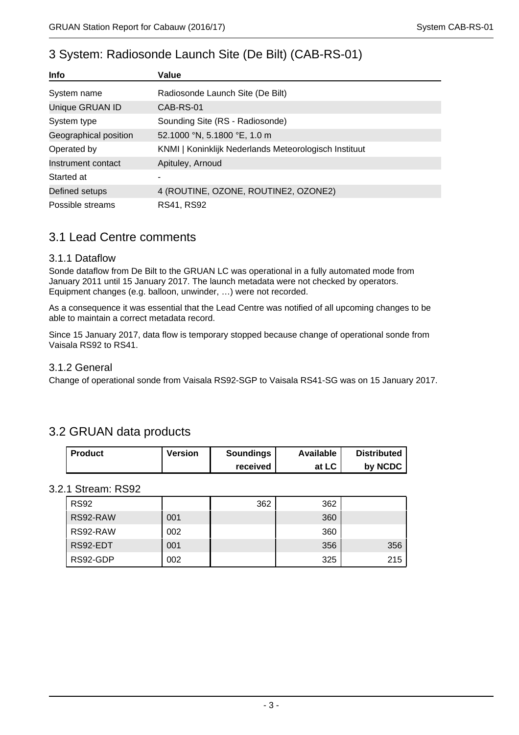# 3 System: Radiosonde Launch Site (De Bilt) (CAB-RS-01)

| Info | Value |
|---|---|
| System name | Radiosonde Launch Site (De Bilt) |
| Unique GRUAN ID | CAB-RS-01 |
| System type | Sounding Site (RS - Radiosonde) |
| Geographical position | 52.1000 °N, 5.1800 °E, 1.0 m |
| Operated by | KNMI \| Koninklijk Nederlands Meteorologisch Instituut |
| Instrument contact | Apituley, Arnoud |
| Started at | - |
| Defined setups | 4 (ROUTINE, OZONE, ROUTINE2, OZONE2) |
| Possible streams | RS41, RS92 |

## 3.1 Lead Centre comments

### 3.1.1 Dataflow

Sonde dataflow from De Bilt to the GRUAN LC was operational in a fully automated mode from January 2011 until 15 January 2017. The launch metadata were not checked by operators. Equipment changes (e.g. balloon, unwinder, …) were not recorded.

As a consequence it was essential that the Lead Centre was notified of all upcoming changes to be able to maintain a correct metadata record.

Since 15 January 2017, data flow is temporary stopped because change of operational sonde from Vaisala RS92 to RS41.

### 3.1.2 General

Change of operational sonde from Vaisala RS92-SGP to Vaisala RS41-SG was on 15 January 2017.

## 3.2 GRUAN data products

### 3.2.1 Stream: RS92

| Product | Version | Soundings received | Available at LC | Distributed by NCDC |
|---|---|---|---|---|
| RS92 | | 362 | 362 | |
| RS92-RAW | 001 | | 360 | |
| RS92-RAW | 002 | | 360 | |
| RS92-EDT | 001 | | 356 | 356 |
| RS92-GDP | 002 | | 325 | 215 |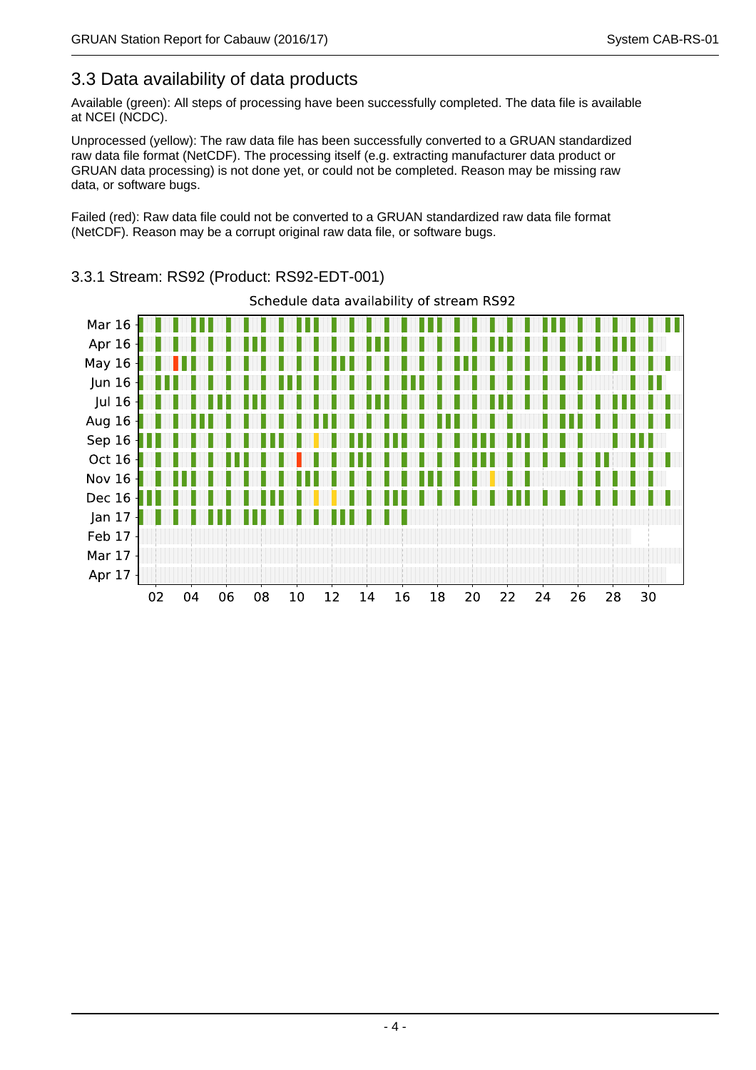## 3.3 Data availability of data products

Available (green): All steps of processing have been successfully completed. The data file is available at NCEI (NCDC).

Unprocessed (yellow): The raw data file has been successfully converted to a GRUAN standardized raw data file format (NetCDF). The processing itself (e.g. extracting manufacturer data product or GRUAN data processing) is not done yet, or could not be completed. Reason may be missing raw data, or software bugs.

Failed (red): Raw data file could not be converted to a GRUAN standardized raw data file format (NetCDF). Reason may be a corrupt original raw data file, or software bugs.

### 3.3.1 Stream: RS92 (Product: RS92-EDT-001)

Schedule data availability of stream RS92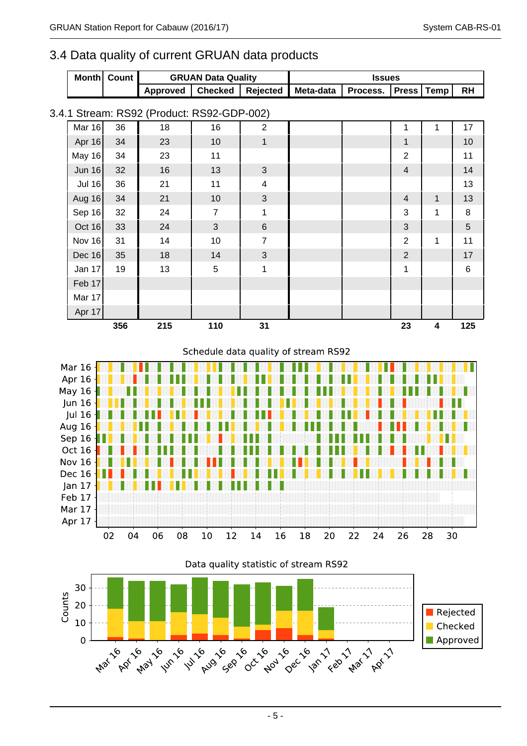## 3.4 Data quality of current GRUAN data products

| Month | Count | GRUAN Data Quality | | | Issues | | | | |
|---|---|---|---|---|---|---|---|---|---|
| | | Approved | Checked | Rejected | Meta-data | Process. | Press | Temp | RH |

### 3.4.1 Stream: RS92 (Product: RS92-GDP-002)

| Month | Count | Approved | Checked | Rejected | Meta-data | Process. | Press | Temp | RH |
|---|---|---|---|---|---|---|---|---|---|
| Mar 16 | 36 | 18 | 16 | 2 | | | 1 | 1 | 17 |
| Apr 16 | 34 | 23 | 10 | 1 | | | 1 | | 10 |
| May 16 | 34 | 23 | 11 | | | | 2 | | 11 |
| Jun 16 | 32 | 16 | 13 | 3 | | | 4 | | 14 |
| Jul 16 | 36 | 21 | 11 | 4 | | | | | 13 |
| Aug 16 | 34 | 21 | 10 | 3 | | | 4 | 1 | 13 |
| Sep 16 | 32 | 24 | 7 | 1 | | | 3 | 1 | 8 |
| Oct 16 | 33 | 24 | 3 | 6 | | | 3 | | 5 |
| Nov 16 | 31 | 14 | 10 | 7 | | | 2 | 1 | 11 |
| Dec 16 | 35 | 18 | 14 | 3 | | | 2 | | 17 |
| Jan 17 | 19 | 13 | 5 | 1 | | | 1 | | 6 |
| Feb 17 | | | | | | | | | |
| Mar 17 | | | | | | | | | |
| Apr 17 | | | | | | | | | |
| | 356 | 215 | 110 | 31 | | | 23 | 4 | 125 |

Schedule data quality of stream RS92

Data quality statistic of stream RS92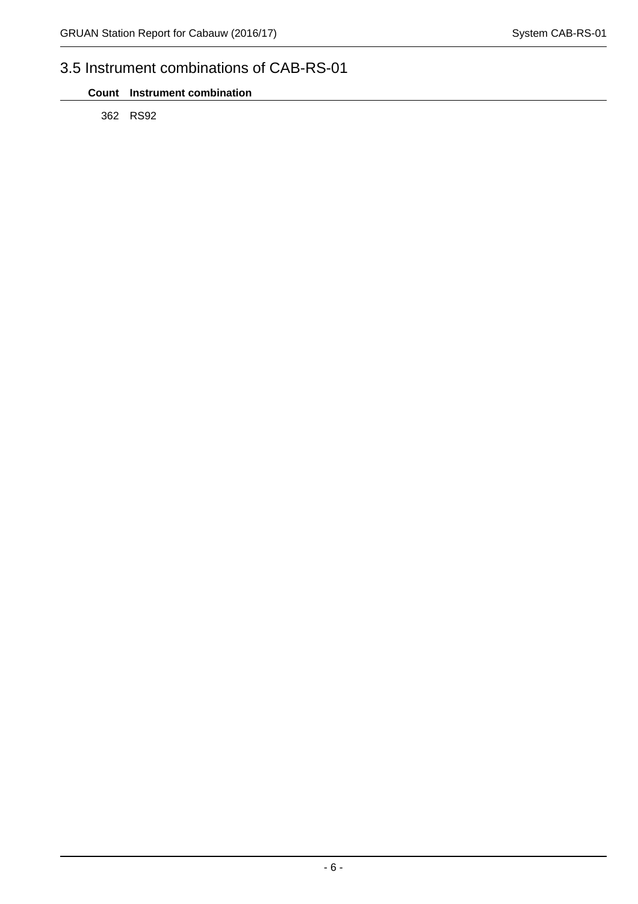## 3.5 Instrument combinations of CAB-RS-01

| Count | Instrument combination |
|---|---|
| 362 | RS92 |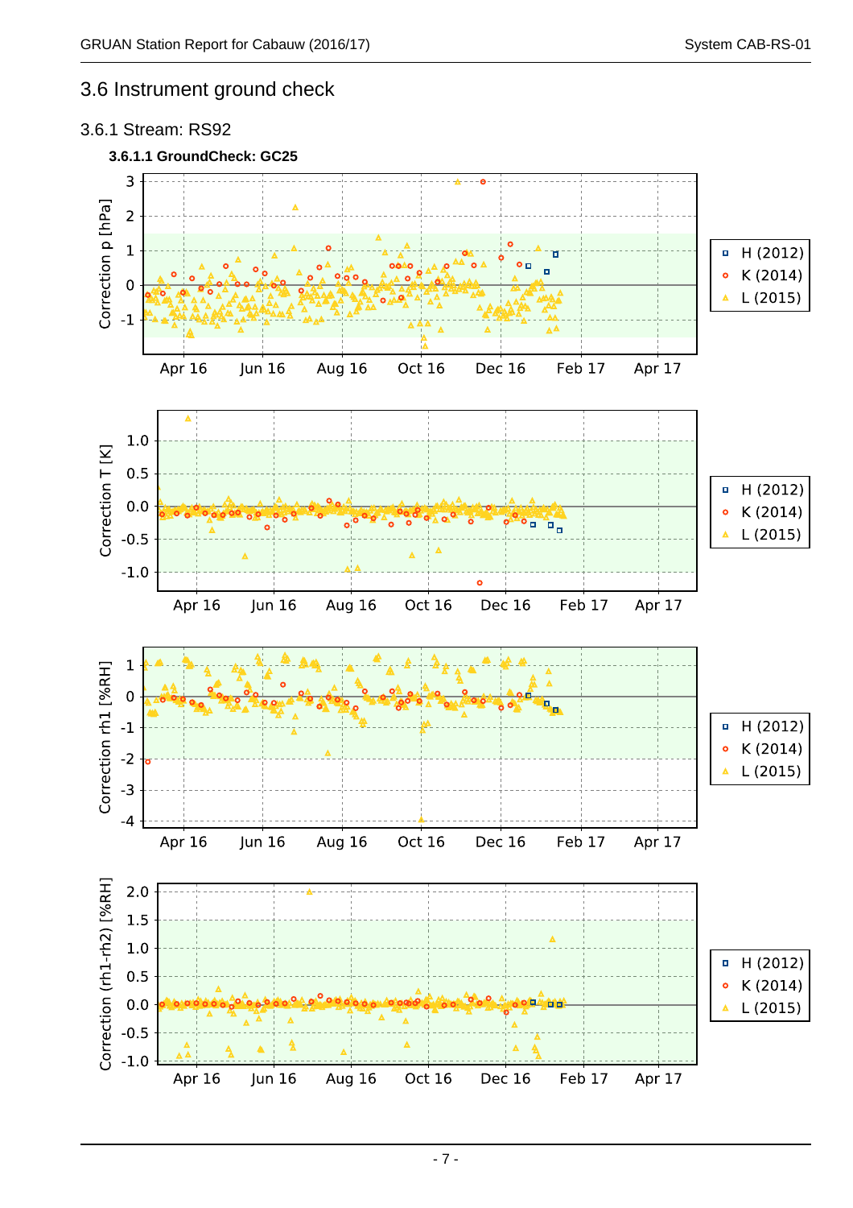## 3.6 Instrument ground check

### 3.6.1 Stream: RS92

#### 3.6.1.1 GroundCheck: GC25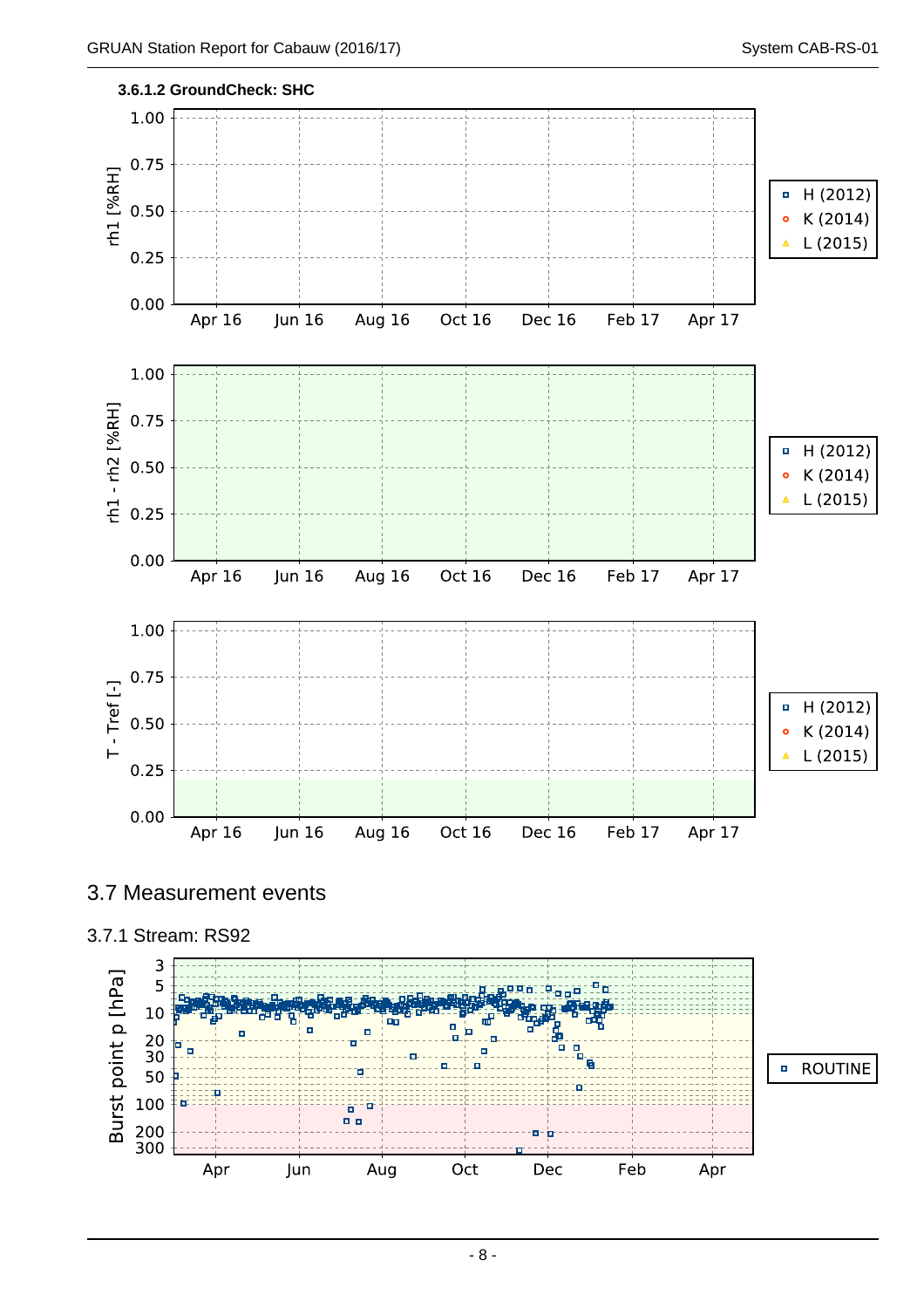#### 3.6.1.2 GroundCheck: SHC

rh1 [%RH]
1.00
0.75
0.50
0.25
0.00
Apr 16 Jun 16 Aug 16 Oct 16 Dec 16 Feb 17 Apr 17

H (2012)
K (2014)
L (2015)

rh1 - rh2 [%RH]
1.00
0.75
0.50
0.25
0.00
Apr 16 Jun 16 Aug 16 Oct 16 Dec 16 Feb 17 Apr 17

H (2012)
K (2014)
L (2015)

T - Tref [-]
1.00
0.75
0.50
0.25
0.00
Apr 16 Jun 16 Aug 16 Oct 16 Dec 16 Feb 17 Apr 17

H (2012)
K (2014)
L (2015)

## 3.7 Measurement events

### 3.7.1 Stream: RS92

Burst point p [hPa]
3
5
10
20
30
50
100
200
300
Apr Jun Aug Oct Dec Feb Apr

ROUTINE